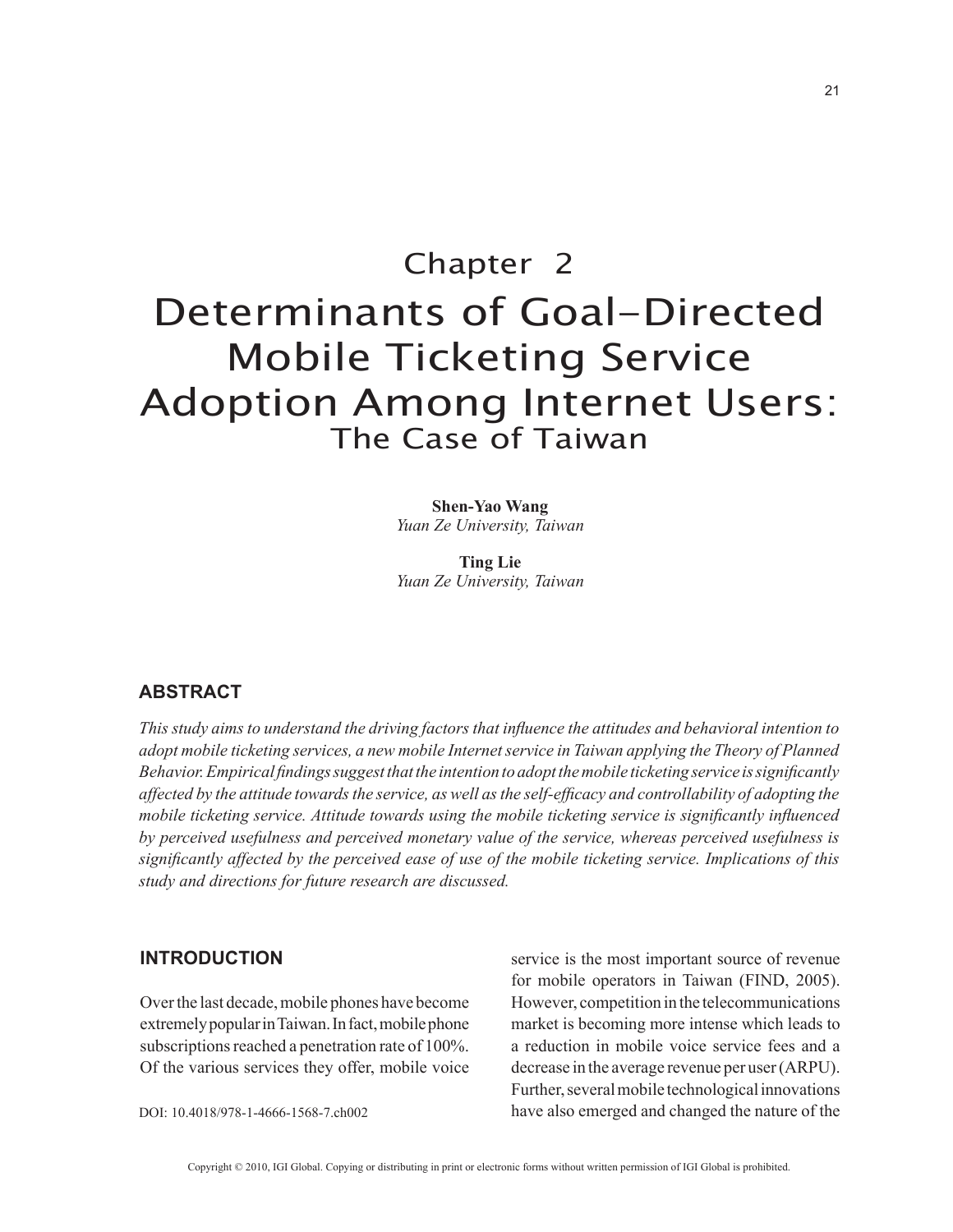# Chapter 2

# Determinants of Goal-Directed Mobile Ticketing Service Adoption Among Internet Users: The Case of Taiwan

**Shen-Yao Wang**
*Yuan Ze University, Taiwan*

**Ting Lie**
*Yuan Ze University, Taiwan*

## ABSTRACT

*This study aims to understand the driving factors that influence the attitudes and behavioral intention to adopt mobile ticketing services, a new mobile Internet service in Taiwan applying the Theory of Planned Behavior. Empirical findings suggest that the intention to adopt the mobile ticketing service is significantly affected by the attitude towards the service, as well as the self-efficacy and controllability of adopting the mobile ticketing service. Attitude towards using the mobile ticketing service is significantly influenced by perceived usefulness and perceived monetary value of the service, whereas perceived usefulness is significantly affected by the perceived ease of use of the mobile ticketing service. Implications of this study and directions for future research are discussed.*

DOI: 10.4018/978-1-4666-1568-7.ch002

## INTRODUCTION

Over the last decade, mobile phones have become extremely popular in Taiwan. In fact, mobile phone subscriptions reached a penetration rate of 100%. Of the various services they offer, mobile voice service is the most important source of revenue for mobile operators in Taiwan (FIND, 2005). However, competition in the telecommunications market is becoming more intense which leads to a reduction in mobile voice service fees and a decrease in the average revenue per user (ARPU). Further, several mobile technological innovations have also emerged and changed the nature of the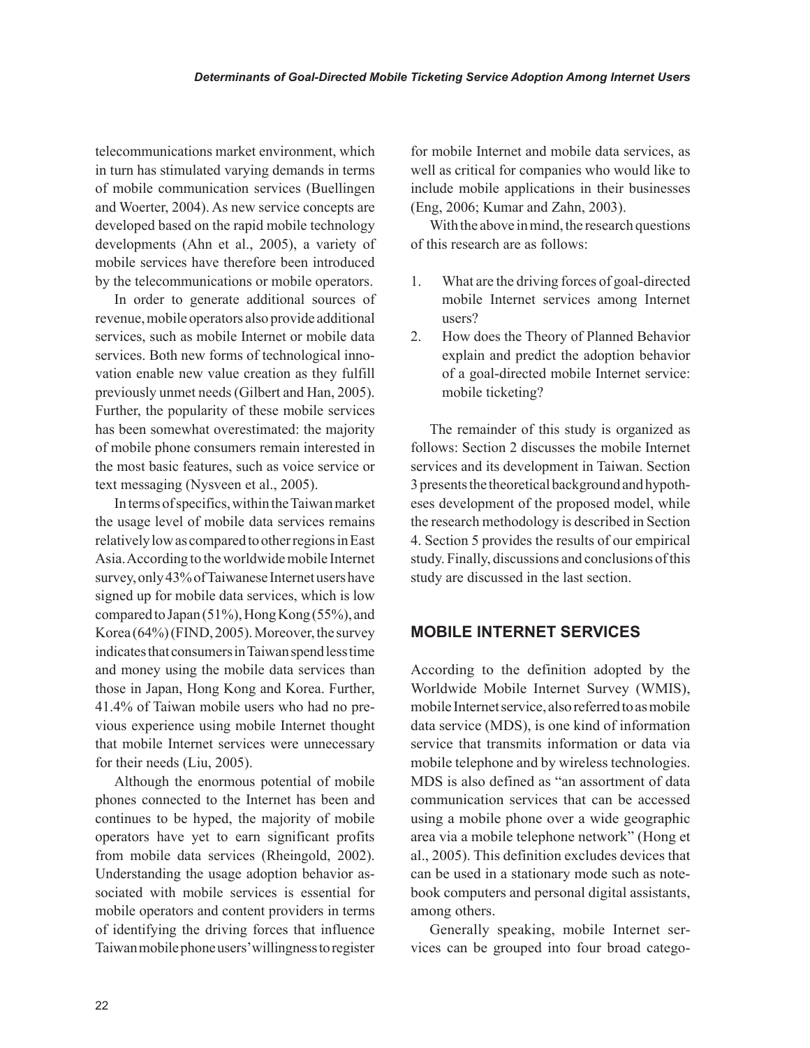telecommunications market environment, which in turn has stimulated varying demands in terms of mobile communication services (Buellingen and Woerter, 2004). As new service concepts are developed based on the rapid mobile technology developments (Ahn et al., 2005), a variety of mobile services have therefore been introduced by the telecommunications or mobile operators.

In order to generate additional sources of revenue, mobile operators also provide additional services, such as mobile Internet or mobile data services. Both new forms of technological innovation enable new value creation as they fulfill previously unmet needs (Gilbert and Han, 2005). Further, the popularity of these mobile services has been somewhat overestimated: the majority of mobile phone consumers remain interested in the most basic features, such as voice service or text messaging (Nysveen et al., 2005).

In terms of specifics, within the Taiwan market the usage level of mobile data services remains relatively low as compared to other regions in East Asia. According to the worldwide mobile Internet survey, only 43% of Taiwanese Internet users have signed up for mobile data services, which is low compared to Japan (51%), Hong Kong (55%), and Korea (64%) (FIND, 2005). Moreover, the survey indicates that consumers in Taiwan spend less time and money using the mobile data services than those in Japan, Hong Kong and Korea. Further, 41.4% of Taiwan mobile users who had no previous experience using mobile Internet thought that mobile Internet services were unnecessary for their needs (Liu, 2005).

Although the enormous potential of mobile phones connected to the Internet has been and continues to be hyped, the majority of mobile operators have yet to earn significant profits from mobile data services (Rheingold, 2002). Understanding the usage adoption behavior associated with mobile services is essential for mobile operators and content providers in terms of identifying the driving forces that influence Taiwan mobile phone users' willingness to register for mobile Internet and mobile data services, as well as critical for companies who would like to include mobile applications in their businesses (Eng, 2006; Kumar and Zahn, 2003).

With the above in mind, the research questions of this research are as follows:

1. What are the driving forces of goal-directed mobile Internet services among Internet users?
2. How does the Theory of Planned Behavior explain and predict the adoption behavior of a goal-directed mobile Internet service: mobile ticketing?

The remainder of this study is organized as follows: Section 2 discusses the mobile Internet services and its development in Taiwan. Section 3 presents the theoretical background and hypotheses development of the proposed model, while the research methodology is described in Section 4. Section 5 provides the results of our empirical study. Finally, discussions and conclusions of this study are discussed in the last section.

## MOBILE INTERNET SERVICES

According to the definition adopted by the Worldwide Mobile Internet Survey (WMIS), mobile Internet service, also referred to as mobile data service (MDS), is one kind of information service that transmits information or data via mobile telephone and by wireless technologies. MDS is also defined as "an assortment of data communication services that can be accessed using a mobile phone over a wide geographic area via a mobile telephone network" (Hong et al., 2005). This definition excludes devices that can be used in a stationary mode such as notebook computers and personal digital assistants, among others.

Generally speaking, mobile Internet services can be grouped into four broad catego-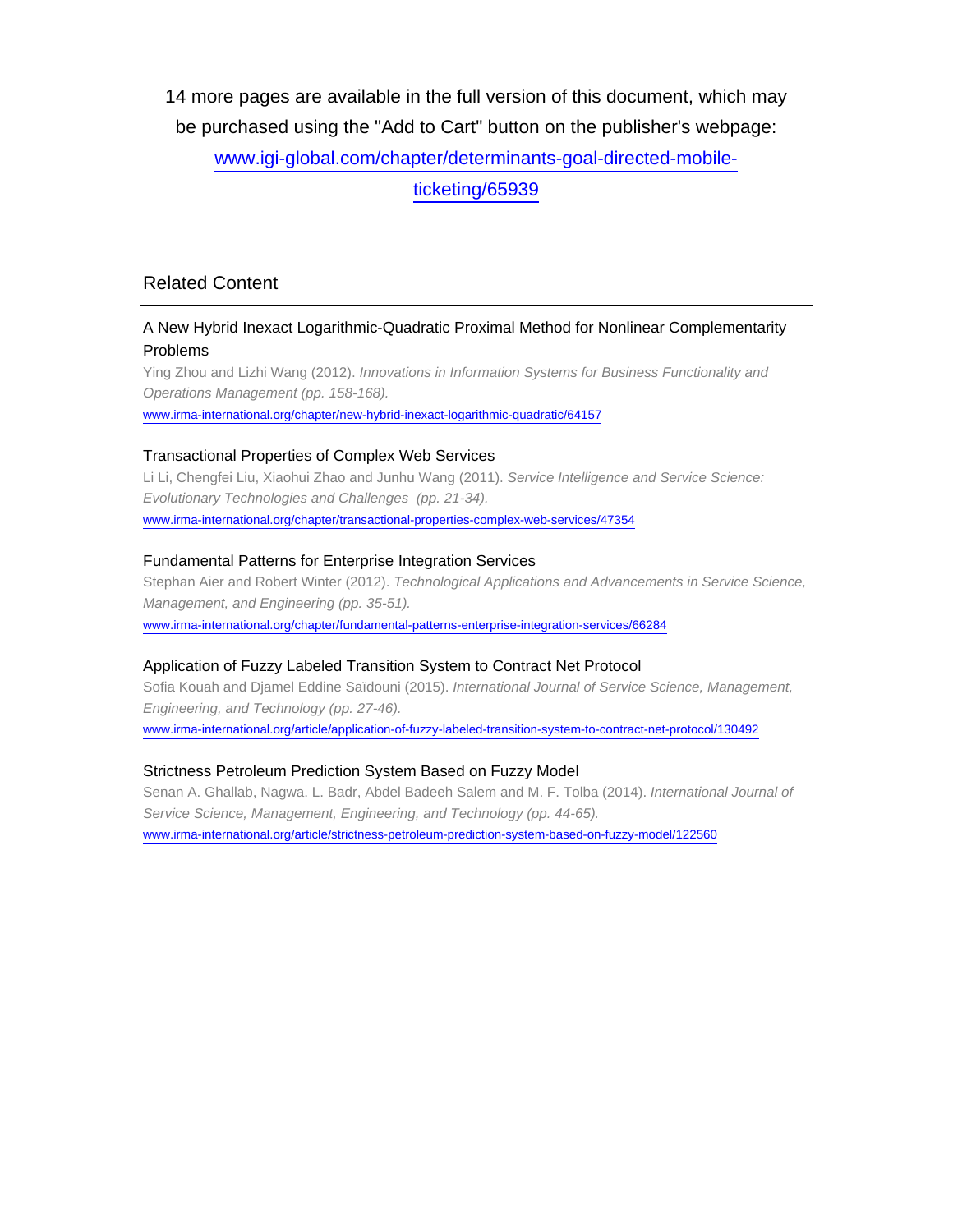14 more pages are available in the full version of this document, which may be purchased using the "Add to Cart" button on the publisher's webpage: [www.igi-global.com/chapter/determinants-goal-directed-mobile-ticketing/65939](www.igi-global.com/chapter/determinants-goal-directed-mobile-ticketing/65939)

## Related Content

A New Hybrid Inexact Logarithmic-Quadratic Proximal Method for Nonlinear Complementarity Problems
Ying Zhou and Lizhi Wang (2012). *Innovations in Information Systems for Business Functionality and Operations Management (pp. 158-168).*
[www.irma-international.org/chapter/new-hybrid-inexact-logarithmic-quadratic/64157](www.irma-international.org/chapter/new-hybrid-inexact-logarithmic-quadratic/64157)

Transactional Properties of Complex Web Services
Li Li, Chengfei Liu, Xiaohui Zhao and Junhu Wang (2011). *Service Intelligence and Service Science: Evolutionary Technologies and Challenges (pp. 21-34).*
[www.irma-international.org/chapter/transactional-properties-complex-web-services/47354](www.irma-international.org/chapter/transactional-properties-complex-web-services/47354)

Fundamental Patterns for Enterprise Integration Services
Stephan Aier and Robert Winter (2012). *Technological Applications and Advancements in Service Science, Management, and Engineering (pp. 35-51).*
[www.irma-international.org/chapter/fundamental-patterns-enterprise-integration-services/66284](www.irma-international.org/chapter/fundamental-patterns-enterprise-integration-services/66284)

Application of Fuzzy Labeled Transition System to Contract Net Protocol
Sofia Kouah and Djamel Eddine Saïdouni (2015). *International Journal of Service Science, Management, Engineering, and Technology (pp. 27-46).*
[www.irma-international.org/article/application-of-fuzzy-labeled-transition-system-to-contract-net-protocol/130492](www.irma-international.org/article/application-of-fuzzy-labeled-transition-system-to-contract-net-protocol/130492)

Strictness Petroleum Prediction System Based on Fuzzy Model
Senan A. Ghallab, Nagwa. L. Badr, Abdel Badeeh Salem and M. F. Tolba (2014). *International Journal of Service Science, Management, Engineering, and Technology (pp. 44-65).*
[www.irma-international.org/article/strictness-petroleum-prediction-system-based-on-fuzzy-model/122560](www.irma-international.org/article/strictness-petroleum-prediction-system-based-on-fuzzy-model/122560)